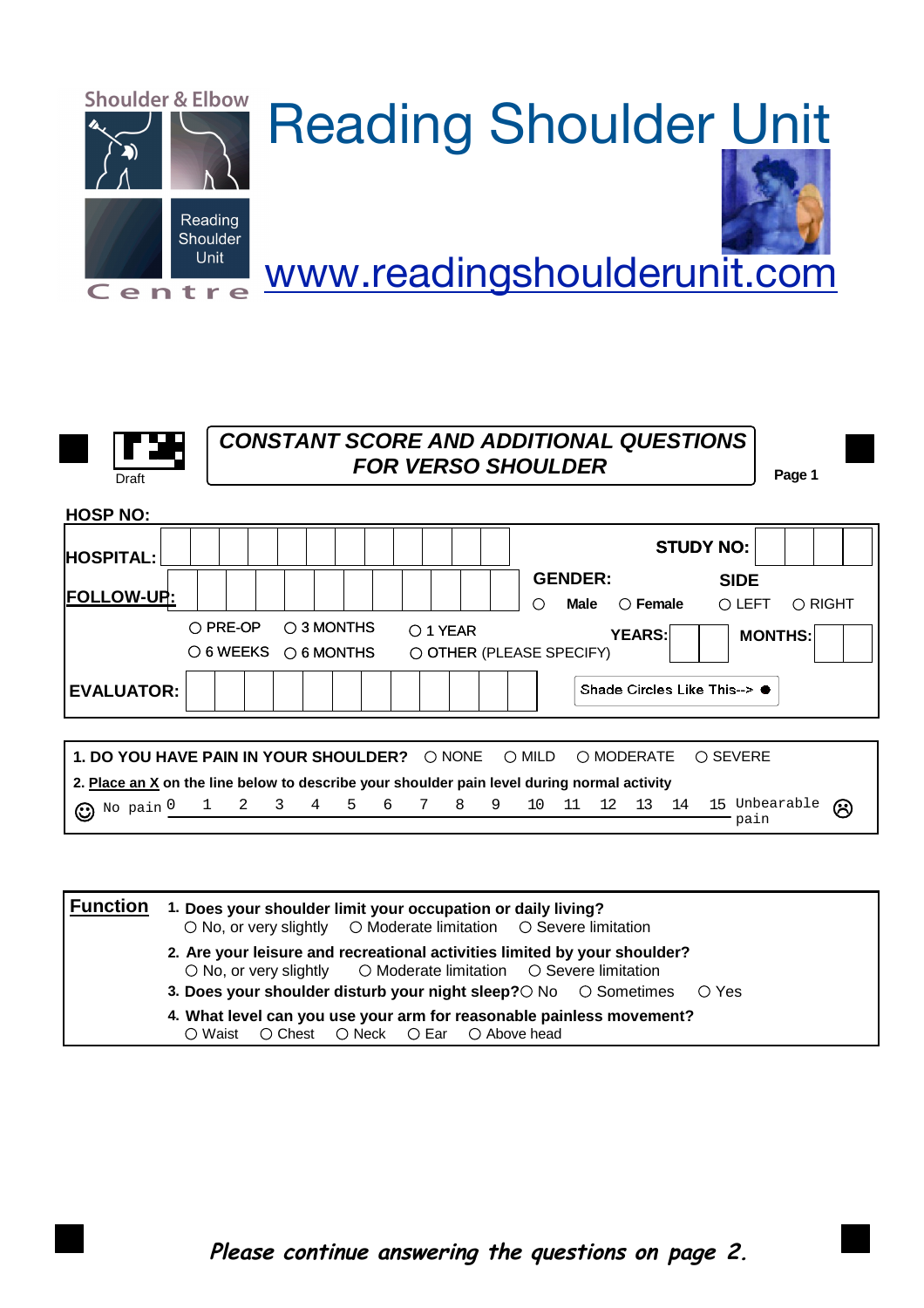Shoulder & Elbow

Reading Shoulder Unit

Centre

# Reading Shoulder Unit

www.readingshoulderunit.com

Draft

## CONSTANT SCORE AND ADDITIONAL QUESTIONS FOR VERSO SHOULDER

Page 1

**HOSP NO:**

**HOSPITAL:** _______________ **STUDY NO:** _______

**FOLLOW-UP:** _______________

**GENDER:** ○ **Male** ○ **Female**

**SIDE** ○ LEFT ○ RIGHT

○ PRE-OP ○ 3 MONTHS ○ 1 YEAR
○ 6 WEEKS ○ 6 MONTHS ○ OTHER (PLEASE SPECIFY)

**YEARS:** ____ **MONTHS:** ____

**EVALUATOR:** _______________

Shade Circles Like This--> ●

**1. DO YOU HAVE PAIN IN YOUR SHOULDER?** ○ NONE ○ MILD ○ MODERATE ○ SEVERE

**2. Place an X on the line below to describe your shoulder pain level during normal activity**

☺ No pain 0 1 2 3 4 5 6 7 8 9 10 11 12 13 14 15 Unbearable pain ☹

**Function**

1. **Does your shoulder limit your occupation or daily living?**
   ○ No, or very slightly ○ Moderate limitation ○ Severe limitation
2. **Are your leisure and recreational activities limited by your shoulder?**
   ○ No, or very slightly ○ Moderate limitation ○ Severe limitation
3. **Does your shoulder disturb your night sleep?** ○ No ○ Sometimes ○ Yes
4. **What level can you use your arm for reasonable painless movement?**
   ○ Waist ○ Chest ○ Neck ○ Ear ○ Above head

*Please continue answering the questions on page 2.*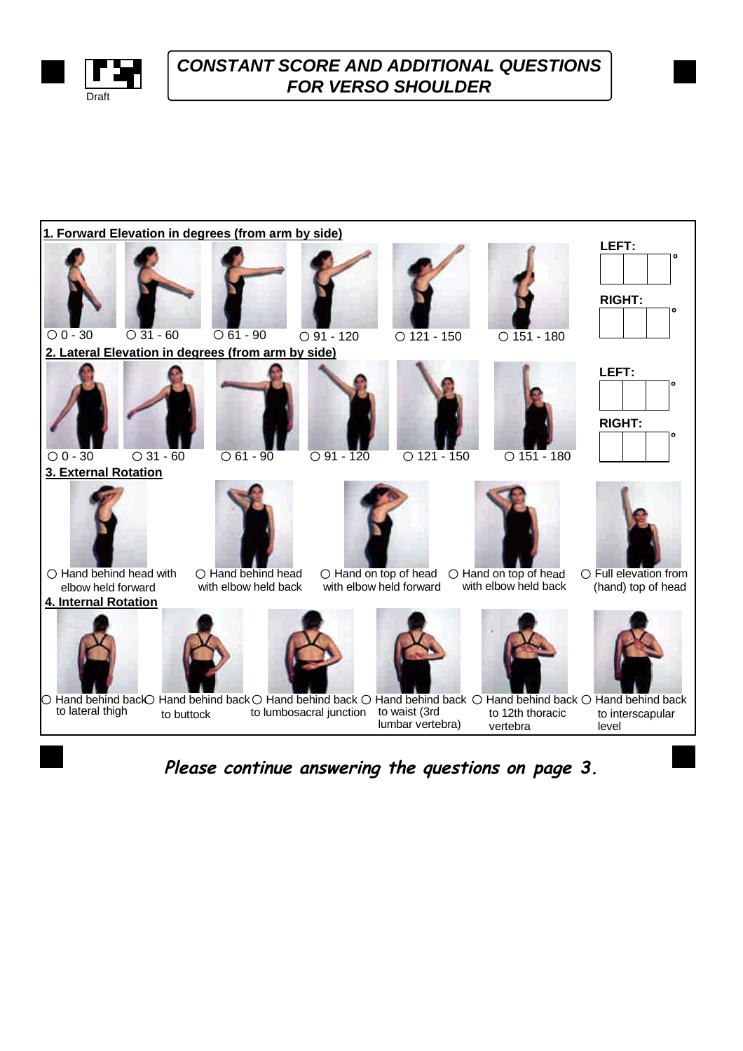Draft

# CONSTANT SCORE AND ADDITIONAL QUESTIONS FOR VERSO SHOULDER

**1. Forward Elevation in degrees (from arm by side)**

○ 0 - 30 ○ 31 - 60 ○ 61 - 90 ○ 91 - 120 ○ 121 - 150 ○ 151 - 180

LEFT: ___ °

RIGHT: ___ °

**2. Lateral Elevation in degrees (from arm by side)**

○ 0 - 30 ○ 31 - 60 ○ 61 - 90 ○ 91 - 120 ○ 121 - 150 ○ 151 - 180

LEFT: ___ °

RIGHT: ___ °

**3. External Rotation**

○ Hand behind head with elbow held forward
○ Hand behind head with elbow held back
○ Hand on top of head with elbow held forward
○ Hand on top of head with elbow held back
○ Full elevation from (hand) top of head

**4. Internal Rotation**

○ Hand behind back to lateral thigh
○ Hand behind back to buttock
○ Hand behind back to lumbosacral junction
○ Hand behind back to waist (3rd lumbar vertebra)
○ Hand behind back to 12th thoracic vertebra
○ Hand behind back to interscapular level

***Please continue answering the questions on page 3.***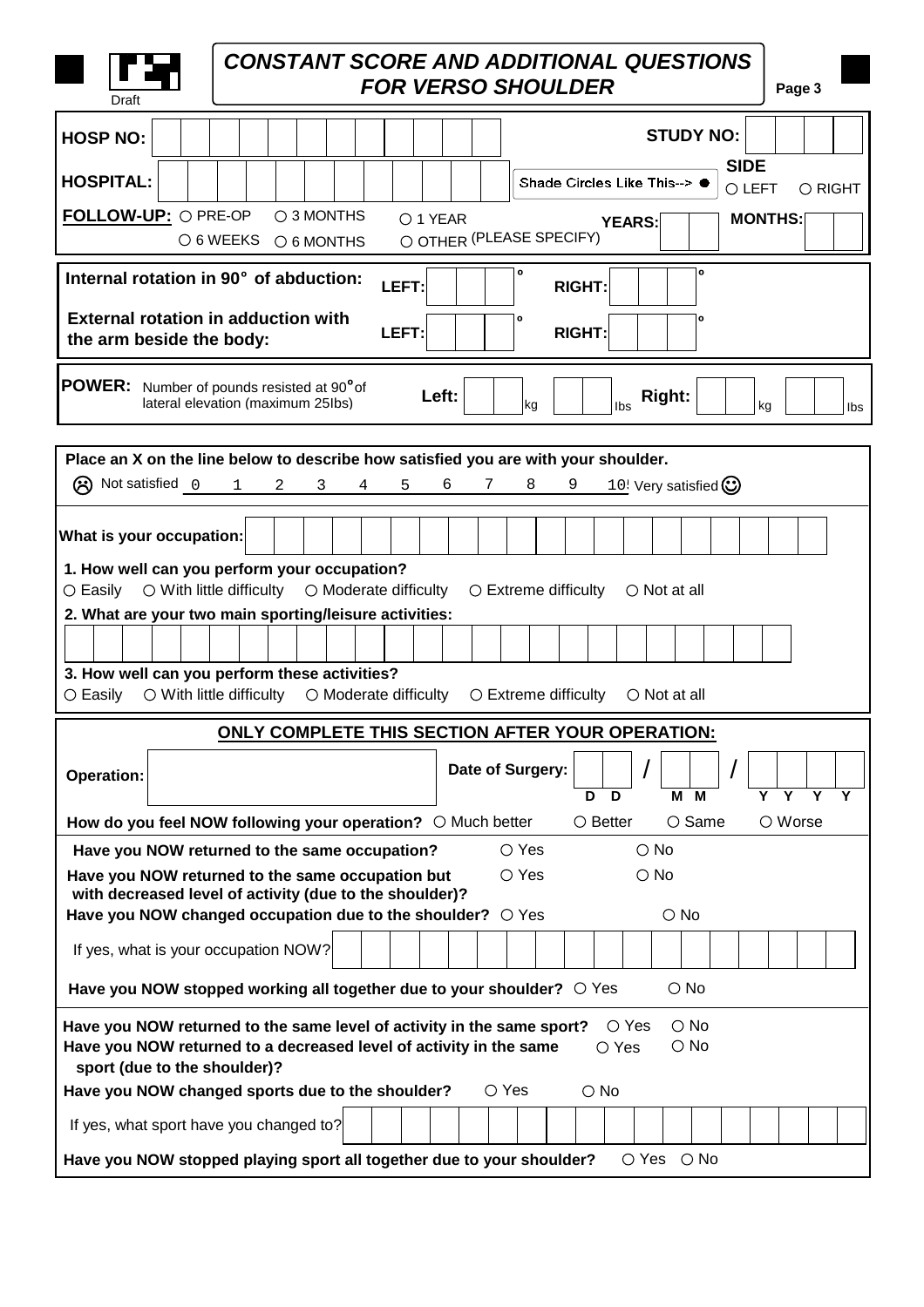Draft

# CONSTANT SCORE AND ADDITIONAL QUESTIONS FOR VERSO SHOULDER

Page 3

**HOSP NO:** | | | | | | | | | | | |

**STUDY NO:** | | | | |

**HOSPITAL:** | | | | | | | | | | | |

Shade Circles Like This--> ●

**SIDE** ○ LEFT ○ RIGHT

**FOLLOW-UP:** ○ PRE-OP ○ 3 MONTHS ○ 1 YEAR ○ 6 WEEKS ○ 6 MONTHS ○ OTHER (PLEASE SPECIFY) **YEARS:** | | | **MONTHS:** | | |

**Internal rotation in 90° of abduction:** **LEFT:** | | | | ° **RIGHT:** | | | | °

**External rotation in adduction with the arm beside the body:** **LEFT:** | | | | ° **RIGHT:** | | | | °

**POWER:** Number of pounds resisted at 90° of lateral elevation (maximum 25lbs) **Left:** | | | kg | | | lbs **Right:** | | | kg | | | lbs

**Place an X on the line below to describe how satisfied you are with your shoulder.**

☹ Not satisfied 0 1 2 3 4 5 6 7 8 9 10 Very satisfied ☺

**What is your occupation:** | | | | | | | | | | | | | | | | | | | |

**1. How well can you perform your occupation?**
○ Easily ○ With little difficulty ○ Moderate difficulty ○ Extreme difficulty ○ Not at all

**2. What are your two main sporting/leisure activities:**

| | | | | | | | | | | | | | | | | | | | | | | | | | |

**3. How well can you perform these activities?**
○ Easily ○ With little difficulty ○ Moderate difficulty ○ Extreme difficulty ○ Not at all

## ONLY COMPLETE THIS SECTION AFTER YOUR OPERATION:

**Operation:** ______________________ **Date of Surgery:** | D | D | / | M | M | / | Y | Y | Y | Y |

**How do you feel NOW following your operation?** ○ Much better ○ Better ○ Same ○ Worse

**Have you NOW returned to the same occupation?** ○ Yes ○ No

**Have you NOW returned to the same occupation but with decreased level of activity (due to the shoulder)?** ○ Yes ○ No

**Have you NOW changed occupation due to the shoulder?** ○ Yes ○ No

If yes, what is your occupation NOW? | | | | | | | | | | | | | | | | | |

**Have you NOW stopped working all together due to your shoulder?** ○ Yes ○ No

**Have you NOW returned to the same level of activity in the same sport?** ○ Yes ○ No

**Have you NOW returned to a decreased level of activity in the same sport (due to the shoulder)?** ○ Yes ○ No

**Have you NOW changed sports due to the shoulder?** ○ Yes ○ No

If yes, what sport have you changed to? | | | | | | | | | | | | | | | | | |

**Have you NOW stopped playing sport all together due to your shoulder?** ○ Yes ○ No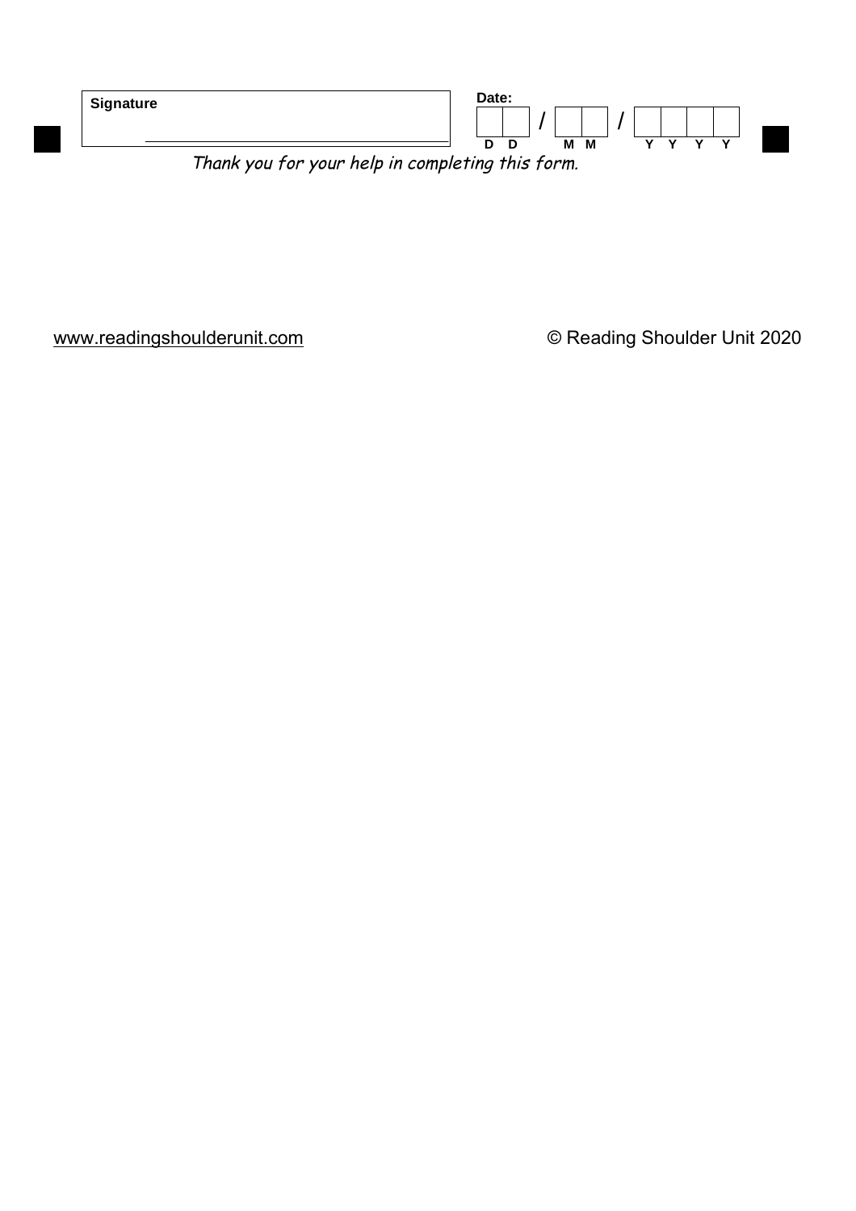**Signature** ____________________

**Date:** __ __ / __ __ / __ __ __ __
D D / M M / Y Y Y Y

*Thank you for your help in completing this form.*

www.readingshoulderunit.com © Reading Shoulder Unit 2020